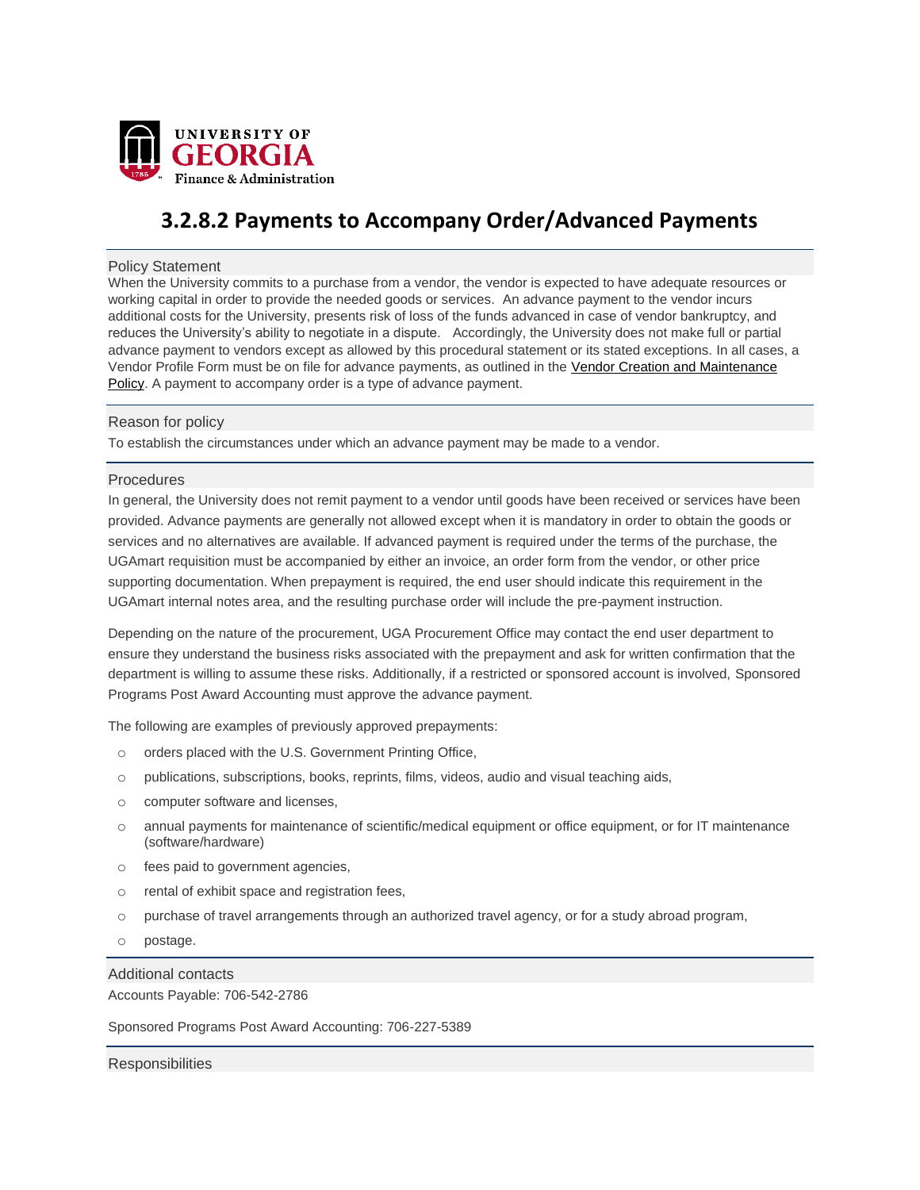UNIVERSITY OF GEORGIA
Finance & Administration

# 3.2.8.2 Payments to Accompany Order/Advanced Payments

## Policy Statement

When the University commits to a purchase from a vendor, the vendor is expected to have adequate resources or working capital in order to provide the needed goods or services. An advance payment to the vendor incurs additional costs for the University, presents risk of loss of the funds advanced in case of vendor bankruptcy, and reduces the University's ability to negotiate in a dispute. Accordingly, the University does not make full or partial advance payment to vendors except as allowed by this procedural statement or its stated exceptions. In all cases, a Vendor Profile Form must be on file for advance payments, as outlined in the Vendor Creation and Maintenance Policy. A payment to accompany order is a type of advance payment.

## Reason for policy

To establish the circumstances under which an advance payment may be made to a vendor.

## Procedures

In general, the University does not remit payment to a vendor until goods have been received or services have been provided. Advance payments are generally not allowed except when it is mandatory in order to obtain the goods or services and no alternatives are available. If advanced payment is required under the terms of the purchase, the UGAmart requisition must be accompanied by either an invoice, an order form from the vendor, or other price supporting documentation. When prepayment is required, the end user should indicate this requirement in the UGAmart internal notes area, and the resulting purchase order will include the pre-payment instruction.

Depending on the nature of the procurement, UGA Procurement Office may contact the end user department to ensure they understand the business risks associated with the prepayment and ask for written confirmation that the department is willing to assume these risks. Additionally, if a restricted or sponsored account is involved, Sponsored Programs Post Award Accounting must approve the advance payment.

The following are examples of previously approved prepayments:

- orders placed with the U.S. Government Printing Office,
- publications, subscriptions, books, reprints, films, videos, audio and visual teaching aids,
- computer software and licenses,
- annual payments for maintenance of scientific/medical equipment or office equipment, or for IT maintenance (software/hardware)
- fees paid to government agencies,
- rental of exhibit space and registration fees,
- purchase of travel arrangements through an authorized travel agency, or for a study abroad program,
- postage.

## Additional contacts

Accounts Payable: 706-542-2786

Sponsored Programs Post Award Accounting: 706-227-5389

## Responsibilities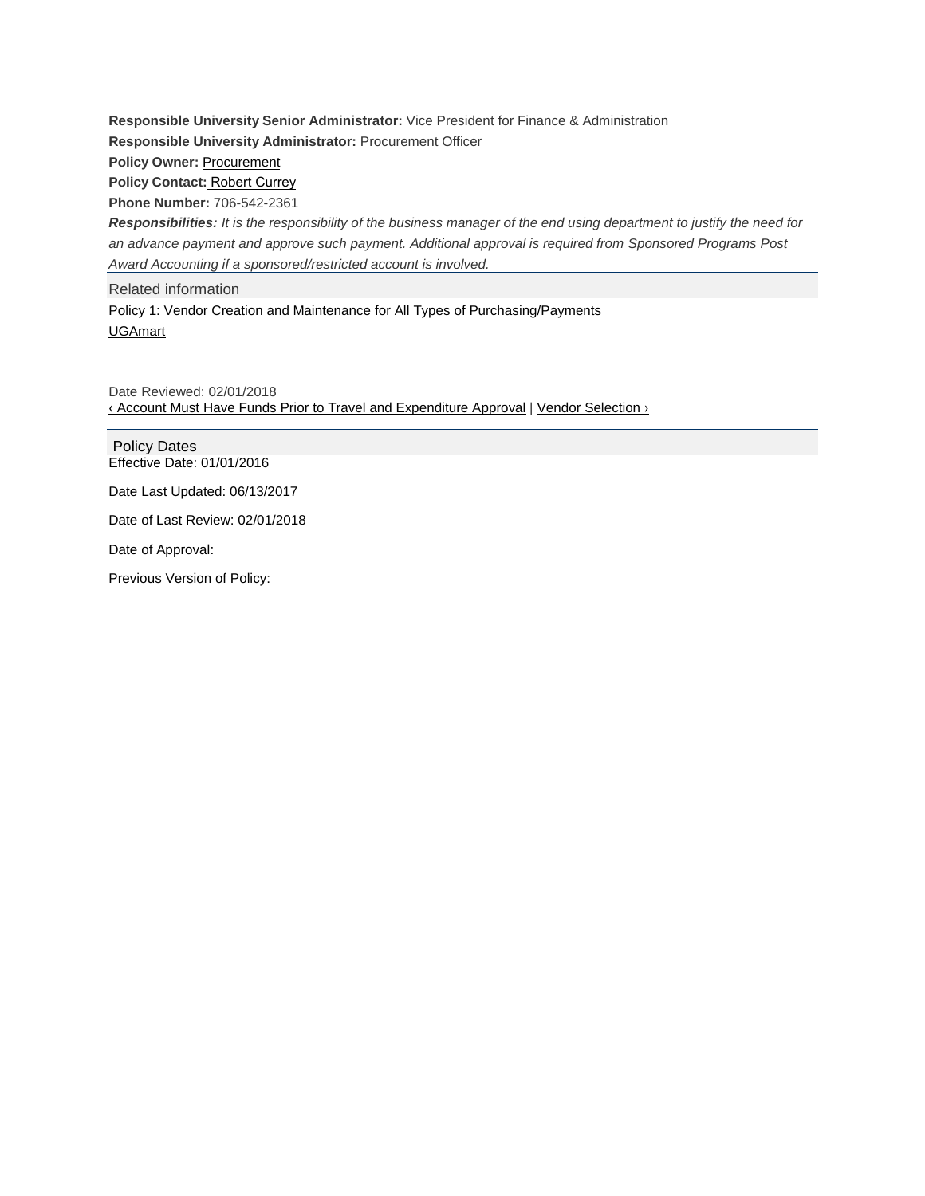**Responsible University Senior Administrator:** Vice President for Finance & Administration

**Responsible University Administrator:** Procurement Officer

**Policy Owner:** Procurement

**Policy Contact:** Robert Currey

**Phone Number:** 706-542-2361

***Responsibilities:*** *It is the responsibility of the business manager of the end using department to justify the need for an advance payment and approve such payment. Additional approval is required from Sponsored Programs Post Award Accounting if a sponsored/restricted account is involved.*

## Related information

Policy 1: Vendor Creation and Maintenance for All Types of Purchasing/Payments

UGAmart

Date Reviewed: 02/01/2018

‹ Account Must Have Funds Prior to Travel and Expenditure Approval | Vendor Selection ›

## Policy Dates

Effective Date: 01/01/2016

Date Last Updated: 06/13/2017

Date of Last Review: 02/01/2018

Date of Approval:

Previous Version of Policy: